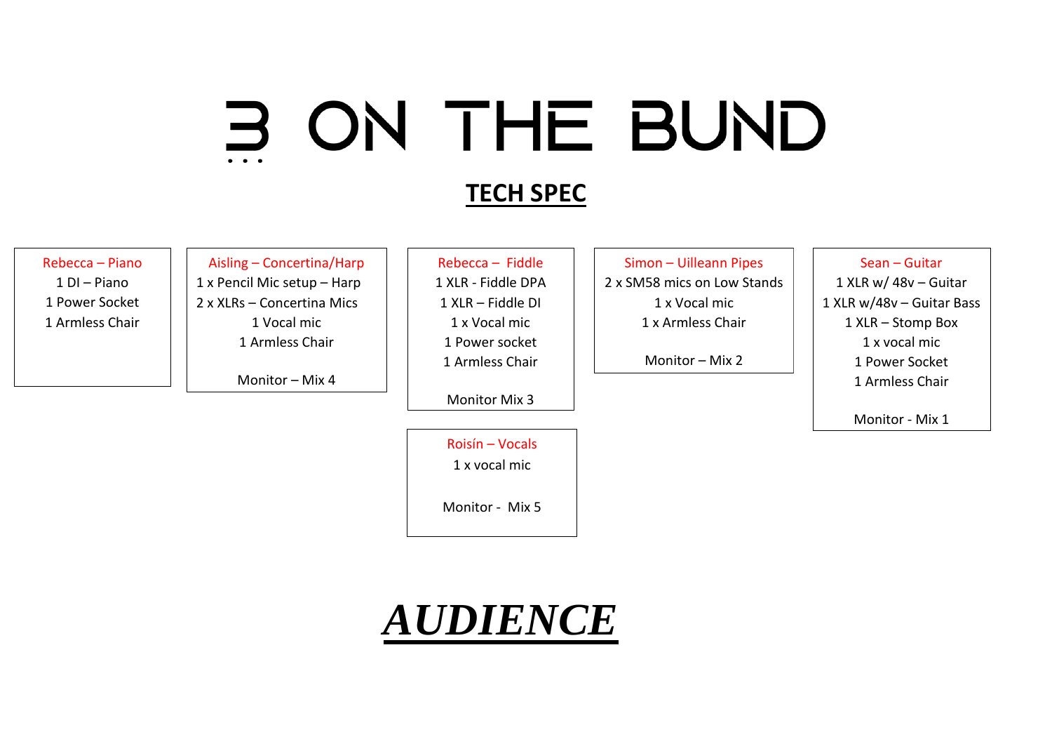# 3 ON THE BUND

## TECH SPEC

**Rebecca – Piano**
1 DI – Piano
1 Power Socket
1 Armless Chair

**Aisling – Concertina/Harp**
1 x Pencil Mic setup – Harp
2 x XLRs – Concertina Mics
1 Vocal mic
1 Armless Chair

Monitor – Mix 4

**Rebecca – Fiddle**
1 XLR - Fiddle DPA
1 XLR – Fiddle DI
1 x Vocal mic
1 Power socket
1 Armless Chair

Monitor Mix 3

**Simon – Uilleann Pipes**
2 x SM58 mics on Low Stands
1 x Vocal mic
1 x Armless Chair

Monitor – Mix 2

**Sean – Guitar**
1 XLR w/ 48v – Guitar
1 XLR w/48v – Guitar Bass
1 XLR – Stomp Box
1 x vocal mic
1 Power Socket
1 Armless Chair

Monitor - Mix 1

**Roisín – Vocals**
1 x vocal mic

Monitor - Mix 5

***AUDIENCE***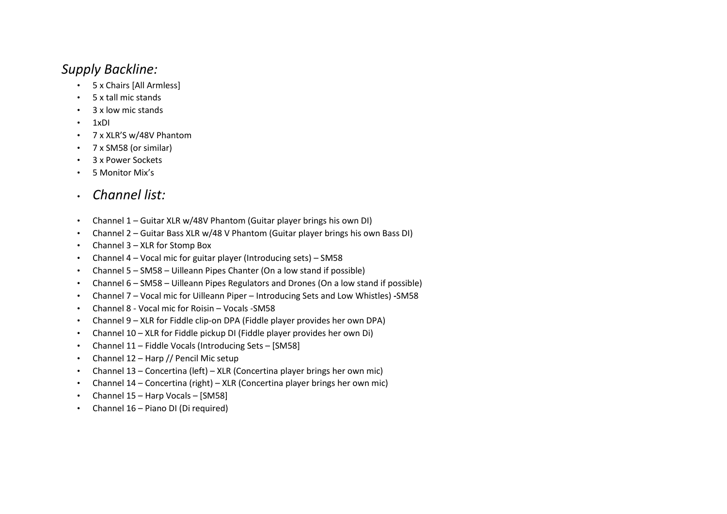## *Supply Backline:*

- 5 x Chairs [All Armless]
- 5 x tall mic stands
- 3 x low mic stands
- 1xDI
- 7 x XLR'S w/48V Phantom
- 7 x SM58 (or similar)
- 3 x Power Sockets
- 5 Monitor Mix's

- ## *Channel list:*

- Channel 1 – Guitar XLR w/48V Phantom (Guitar player brings his own DI)
- Channel 2 – Guitar Bass XLR w/48 V Phantom (Guitar player brings his own Bass DI)
- Channel 3 – XLR for Stomp Box
- Channel 4 – Vocal mic for guitar player (Introducing sets) – SM58
- Channel 5 – SM58 – Uilleann Pipes Chanter (On a low stand if possible)
- Channel 6 – SM58 – Uilleann Pipes Regulators and Drones (On a low stand if possible)
- Channel 7 – Vocal mic for Uilleann Piper – Introducing Sets and Low Whistles) -SM58
- Channel 8 - Vocal mic for Roisin – Vocals -SM58
- Channel 9 – XLR for Fiddle clip-on DPA (Fiddle player provides her own DPA)
- Channel 10 – XLR for Fiddle pickup DI (Fiddle player provides her own Di)
- Channel 11 – Fiddle Vocals (Introducing Sets – [SM58]
- Channel 12 – Harp // Pencil Mic setup
- Channel 13 – Concertina (left) – XLR (Concertina player brings her own mic)
- Channel 14 – Concertina (right) – XLR (Concertina player brings her own mic)
- Channel 15 – Harp Vocals – [SM58]
- Channel 16 – Piano DI (Di required)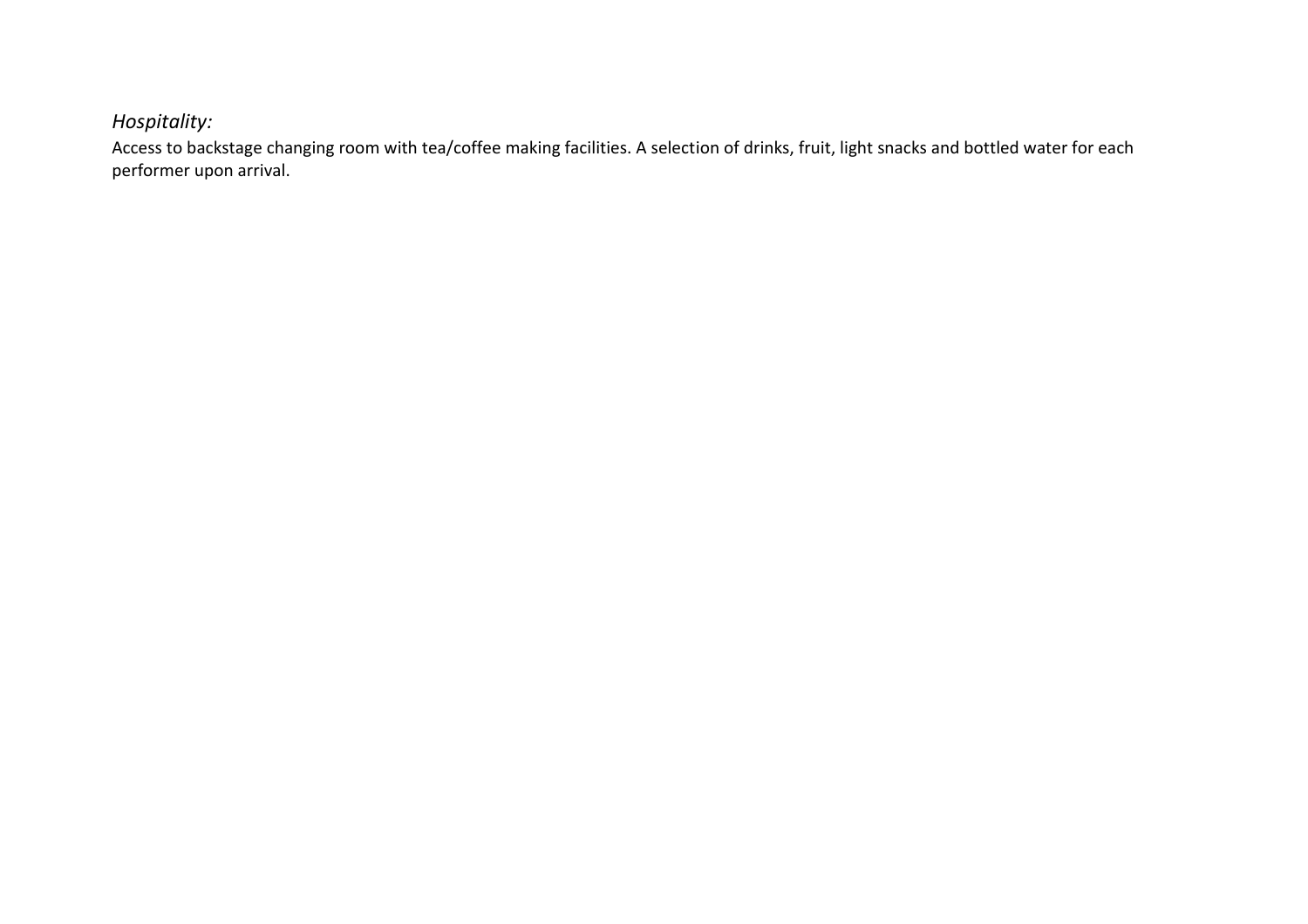*Hospitality:*

Access to backstage changing room with tea/coffee making facilities. A selection of drinks, fruit, light snacks and bottled water for each performer upon arrival.